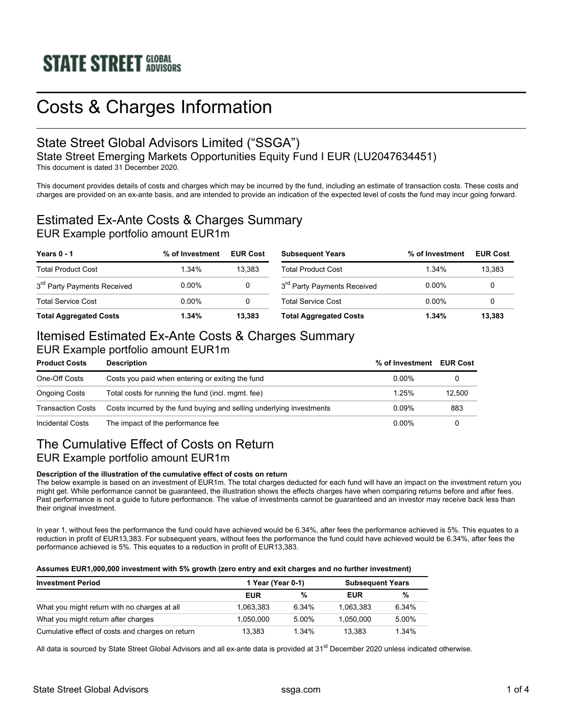STATE STREET GLOBAL ADVISORS

# Costs & Charges Information

## State Street Global Advisors Limited (“SSGA”)

### State Street Emerging Markets Opportunities Equity Fund I EUR (LU2047634451)

This document is dated 31 December 2020.

This document provides details of costs and charges which may be incurred by the fund, including an estimate of transaction costs. These costs and charges are provided on an ex-ante basis, and are intended to provide an indication of the expected level of costs the fund may incur going forward.

## Estimated Ex-Ante Costs & Charges Summary

### EUR Example portfolio amount EUR1m

| Years 0 - 1 | % of Investment | EUR Cost |
|---|---|---|
| Total Product Cost | 1.34% | 13,383 |
| 3rd Party Payments Received | 0.00% | 0 |
| Total Service Cost | 0.00% | 0 |
| **Total Aggregated Costs** | **1.34%** | **13,383** |

| Subsequent Years | % of Investment | EUR Cost |
|---|---|---|
| Total Product Cost | 1.34% | 13,383 |
| 3rd Party Payments Received | 0.00% | 0 |
| Total Service Cost | 0.00% | 0 |
| **Total Aggregated Costs** | **1.34%** | **13,383** |

## Itemised Estimated Ex-Ante Costs & Charges Summary

### EUR Example portfolio amount EUR1m

| Product Costs | Description | % of Investment | EUR Cost |
|---|---|---|---|
| One-Off Costs | Costs you paid when entering or exiting the fund | 0.00% | 0 |
| Ongoing Costs | Total costs for running the fund (incl. mgmt. fee) | 1.25% | 12,500 |
| Transaction Costs | Costs incurred by the fund buying and selling underlying investments | 0.09% | 883 |
| Incidental Costs | The impact of the performance fee | 0.00% | 0 |

## The Cumulative Effect of Costs on Return

### EUR Example portfolio amount EUR1m

**Description of the illustration of the cumulative effect of costs on return**

The below example is based on an investment of EUR1m. The total charges deducted for each fund will have an impact on the investment return you might get. While performance cannot be guaranteed, the illustration shows the effects charges have when comparing returns before and after fees. Past performance is not a guide to future performance. The value of investments cannot be guaranteed and an investor may receive back less than their original investment.

In year 1, without fees the performance the fund could have achieved would be 6.34%, after fees the performance achieved is 5%. This equates to a reduction in profit of EUR13,383. For subsequent years, without fees the performance the fund could have achieved would be 6.34%, after fees the performance achieved is 5%. This equates to a reduction in profit of EUR13,383.

**Assumes EUR1,000,000 investment with 5% growth (zero entry and exit charges and no further investment)**

| Investment Period | 1 Year (Year 0-1) | | Subsequent Years | |
|---|---|---|---|---|
| | EUR | % | EUR | % |
| What you might return with no charges at all | 1,063,383 | 6.34% | 1,063,383 | 6.34% |
| What you might return after charges | 1,050,000 | 5.00% | 1,050,000 | 5.00% |
| Cumulative effect of costs and charges on return | 13,383 | 1.34% | 13,383 | 1.34% |

All data is sourced by State Street Global Advisors and all ex-ante data is provided at 31st December 2020 unless indicated otherwise.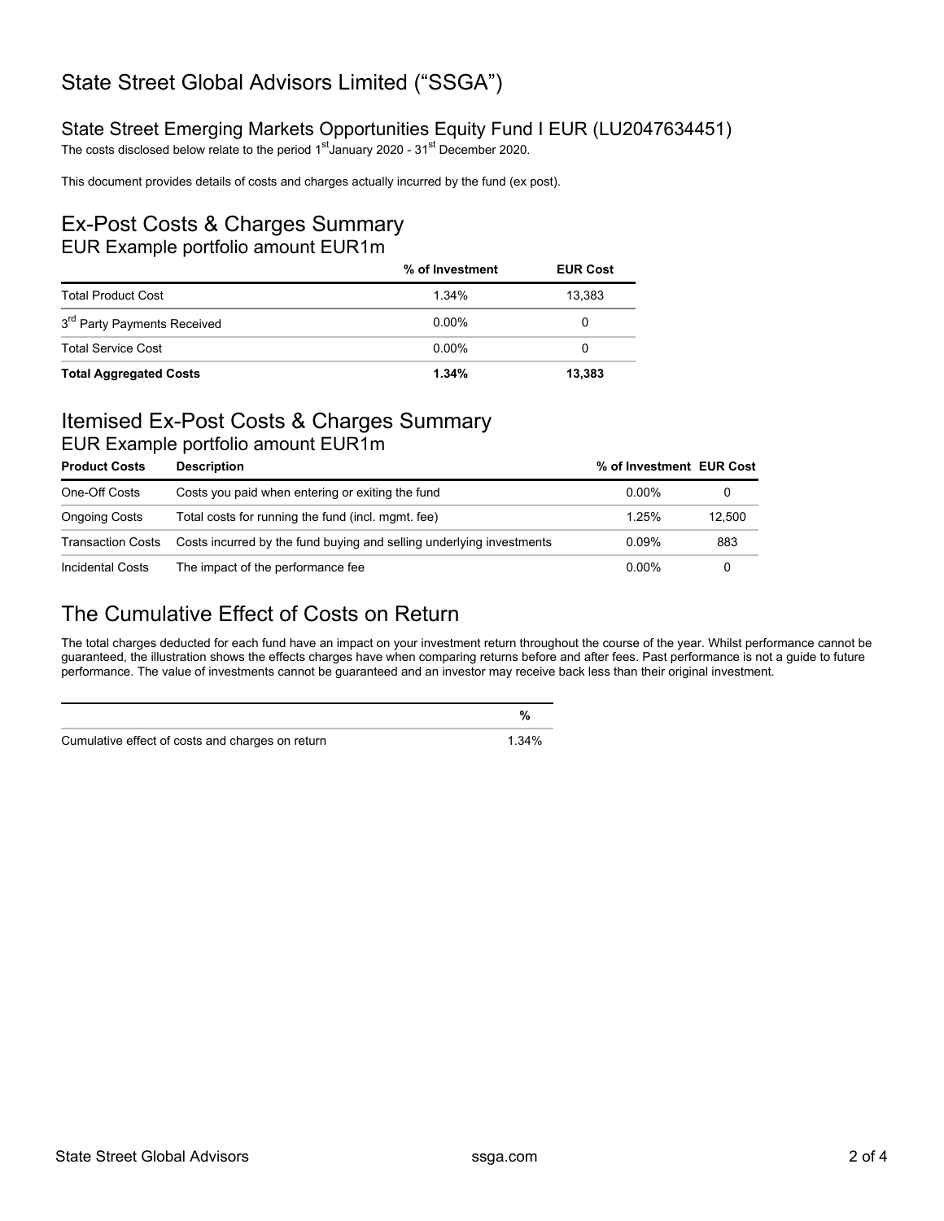# State Street Global Advisors Limited (“SSGA”)

## State Street Emerging Markets Opportunities Equity Fund I EUR (LU2047634451)

The costs disclosed below relate to the period 1st January 2020 - 31st December 2020.

This document provides details of costs and charges actually incurred by the fund (ex post).

## Ex-Post Costs & Charges Summary

### EUR Example portfolio amount EUR1m

| | % of Investment | EUR Cost |
|---|---|---|
| Total Product Cost | 1.34% | 13,383 |
| 3rd Party Payments Received | 0.00% | 0 |
| Total Service Cost | 0.00% | 0 |
| **Total Aggregated Costs** | **1.34%** | **13,383** |

## Itemised Ex-Post Costs & Charges Summary

### EUR Example portfolio amount EUR1m

| Product Costs | Description | % of Investment | EUR Cost |
|---|---|---|---|
| One-Off Costs | Costs you paid when entering or exiting the fund | 0.00% | 0 |
| Ongoing Costs | Total costs for running the fund (incl. mgmt. fee) | 1.25% | 12,500 |
| Transaction Costs | Costs incurred by the fund buying and selling underlying investments | 0.09% | 883 |
| Incidental Costs | The impact of the performance fee | 0.00% | 0 |

## The Cumulative Effect of Costs on Return

The total charges deducted for each fund have an impact on your investment return throughout the course of the year. Whilst performance cannot be guaranteed, the illustration shows the effects charges have when comparing returns before and after fees. Past performance is not a guide to future performance. The value of investments cannot be guaranteed and an investor may receive back less than their original investment.

| | % |
|---|---|
| Cumulative effect of costs and charges on return | 1.34% |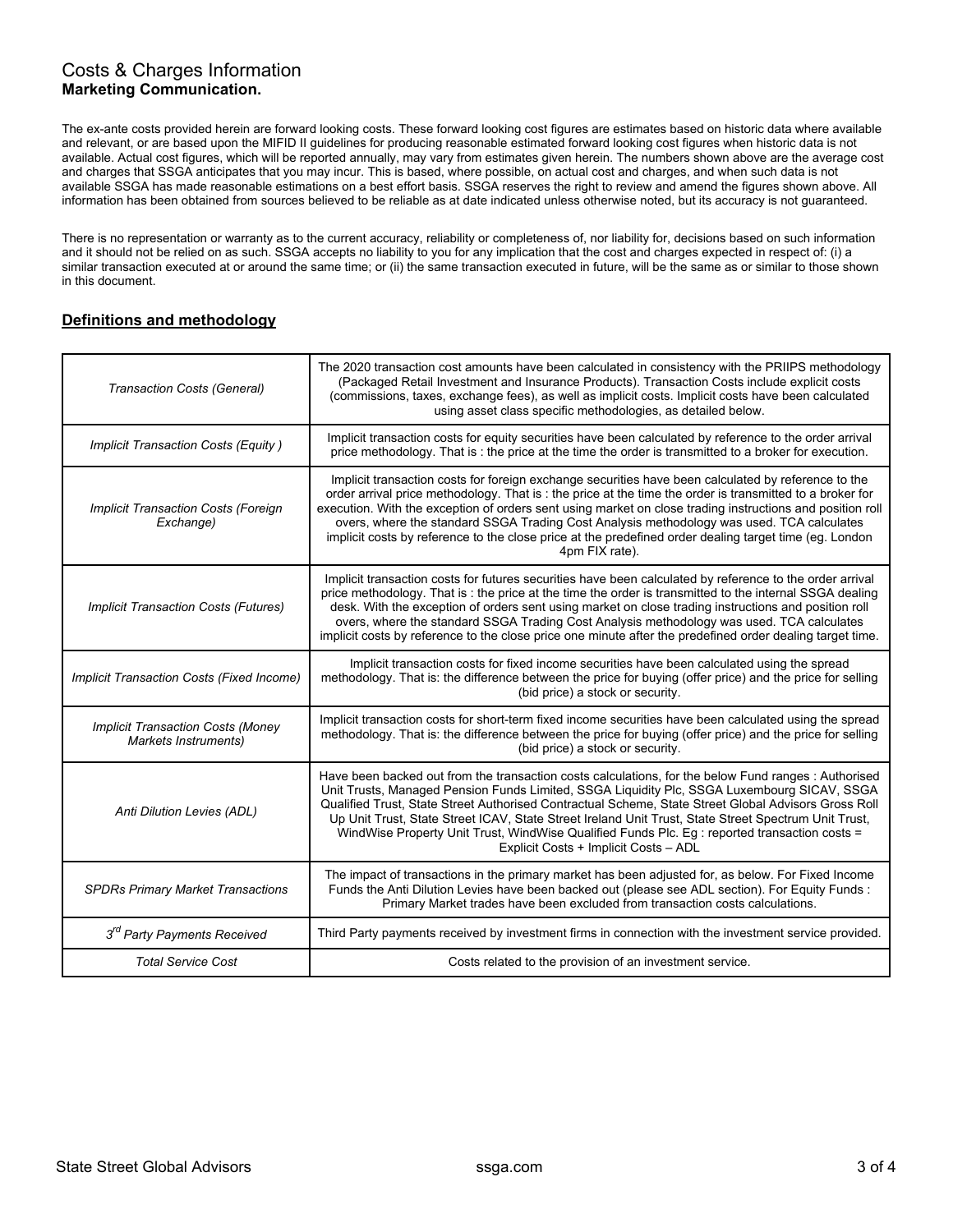# Costs & Charges Information

**Marketing Communication.**

The ex-ante costs provided herein are forward looking costs. These forward looking cost figures are estimates based on historic data where available and relevant, or are based upon the MIFID II guidelines for producing reasonable estimated forward looking cost figures when historic data is not available. Actual cost figures, which will be reported annually, may vary from estimates given herein. The numbers shown above are the average cost and charges that SSGA anticipates that you may incur. This is based, where possible, on actual cost and charges, and when such data is not available SSGA has made reasonable estimations on a best effort basis. SSGA reserves the right to review and amend the figures shown above. All information has been obtained from sources believed to be reliable as at date indicated unless otherwise noted, but its accuracy is not guaranteed.

There is no representation or warranty as to the current accuracy, reliability or completeness of, nor liability for, decisions based on such information and it should not be relied on as such. SSGA accepts no liability to you for any implication that the cost and charges expected in respect of: (i) a similar transaction executed at or around the same time; or (ii) the same transaction executed in future, will be the same as or similar to those shown in this document.

## Definitions and methodology

| | |
|---|---|
| *Transaction Costs (General)* | The 2020 transaction cost amounts have been calculated in consistency with the PRIIPS methodology (Packaged Retail Investment and Insurance Products). Transaction Costs include explicit costs (commissions, taxes, exchange fees), as well as implicit costs. Implicit costs have been calculated using asset class specific methodologies, as detailed below. |
| *Implicit Transaction Costs (Equity )* | Implicit transaction costs for equity securities have been calculated by reference to the order arrival price methodology. That is : the price at the time the order is transmitted to a broker for execution. |
| *Implicit Transaction Costs (Foreign Exchange)* | Implicit transaction costs for foreign exchange securities have been calculated by reference to the order arrival price methodology. That is : the price at the time the order is transmitted to a broker for execution. With the exception of orders sent using market on close trading instructions and position roll overs, where the standard SSGA Trading Cost Analysis methodology was used. TCA calculates implicit costs by reference to the close price at the predefined order dealing target time (eg. London 4pm FIX rate). |
| *Implicit Transaction Costs (Futures)* | Implicit transaction costs for futures securities have been calculated by reference to the order arrival price methodology. That is : the price at the time the order is transmitted to the internal SSGA dealing desk. With the exception of orders sent using market on close trading instructions and position roll overs, where the standard SSGA Trading Cost Analysis methodology was used. TCA calculates implicit costs by reference to the close price one minute after the predefined order dealing target time. |
| *Implicit Transaction Costs (Fixed Income)* | Implicit transaction costs for fixed income securities have been calculated using the spread methodology. That is: the difference between the price for buying (offer price) and the price for selling (bid price) a stock or security. |
| *Implicit Transaction Costs (Money Markets Instruments)* | Implicit transaction costs for short-term fixed income securities have been calculated using the spread methodology. That is: the difference between the price for buying (offer price) and the price for selling (bid price) a stock or security. |
| *Anti Dilution Levies (ADL)* | Have been backed out from the transaction costs calculations, for the below Fund ranges : Authorised Unit Trusts, Managed Pension Funds Limited, SSGA Liquidity Plc, SSGA Luxembourg SICAV, SSGA Qualified Trust, State Street Authorised Contractual Scheme, State Street Global Advisors Gross Roll Up Unit Trust, State Street ICAV, State Street Ireland Unit Trust, State Street Spectrum Unit Trust, WindWise Property Unit Trust, WindWise Qualified Funds Plc. Eg : reported transaction costs = Explicit Costs + Implicit Costs – ADL |
| *SPDRs Primary Market Transactions* | The impact of transactions in the primary market has been adjusted for, as below. For Fixed Income Funds the Anti Dilution Levies have been backed out (please see ADL section). For Equity Funds : Primary Market trades have been excluded from transaction costs calculations. |
| *3rd Party Payments Received* | Third Party payments received by investment firms in connection with the investment service provided. |
| *Total Service Cost* | Costs related to the provision of an investment service. |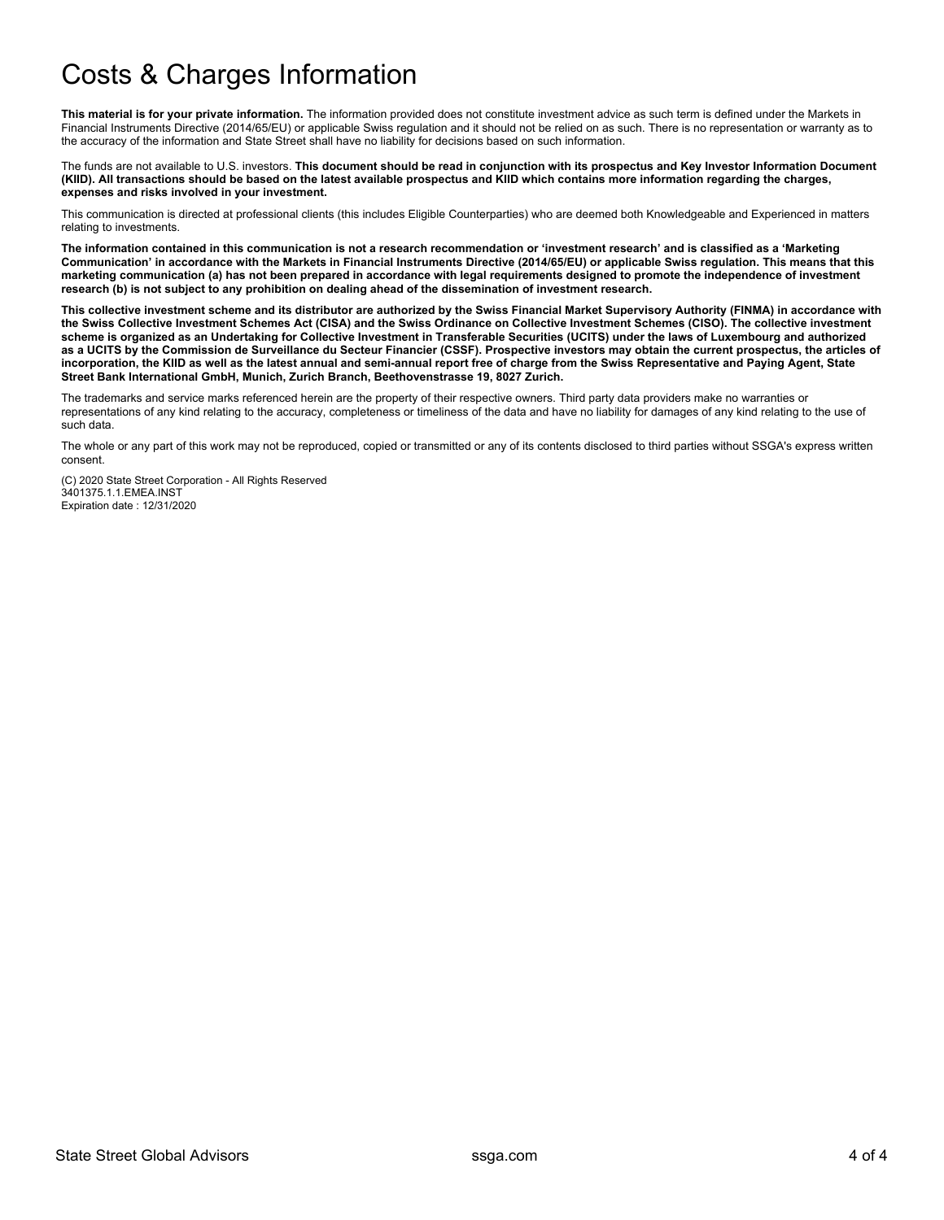# Costs & Charges Information

**This material is for your private information.** The information provided does not constitute investment advice as such term is defined under the Markets in Financial Instruments Directive (2014/65/EU) or applicable Swiss regulation and it should not be relied on as such. There is no representation or warranty as to the accuracy of the information and State Street shall have no liability for decisions based on such information.

The funds are not available to U.S. investors. **This document should be read in conjunction with its prospectus and Key Investor Information Document (KIID). All transactions should be based on the latest available prospectus and KIID which contains more information regarding the charges, expenses and risks involved in your investment.**

This communication is directed at professional clients (this includes Eligible Counterparties) who are deemed both Knowledgeable and Experienced in matters relating to investments.

**The information contained in this communication is not a research recommendation or 'investment research' and is classified as a 'Marketing Communication' in accordance with the Markets in Financial Instruments Directive (2014/65/EU) or applicable Swiss regulation. This means that this marketing communication (a) has not been prepared in accordance with legal requirements designed to promote the independence of investment research (b) is not subject to any prohibition on dealing ahead of the dissemination of investment research.**

**This collective investment scheme and its distributor are authorized by the Swiss Financial Market Supervisory Authority (FINMA) in accordance with the Swiss Collective Investment Schemes Act (CISA) and the Swiss Ordinance on Collective Investment Schemes (CISO). The collective investment scheme is organized as an Undertaking for Collective Investment in Transferable Securities (UCITS) under the laws of Luxembourg and authorized as a UCITS by the Commission de Surveillance du Secteur Financier (CSSF). Prospective investors may obtain the current prospectus, the articles of incorporation, the KIID as well as the latest annual and semi-annual report free of charge from the Swiss Representative and Paying Agent, State Street Bank International GmbH, Munich, Zurich Branch, Beethovenstrasse 19, 8027 Zurich.**

The trademarks and service marks referenced herein are the property of their respective owners. Third party data providers make no warranties or representations of any kind relating to the accuracy, completeness or timeliness of the data and have no liability for damages of any kind relating to the use of such data.

The whole or any part of this work may not be reproduced, copied or transmitted or any of its contents disclosed to third parties without SSGA's express written consent.

(C) 2020 State Street Corporation - All Rights Reserved
3401375.1.1.EMEA.INST
Expiration date : 12/31/2020